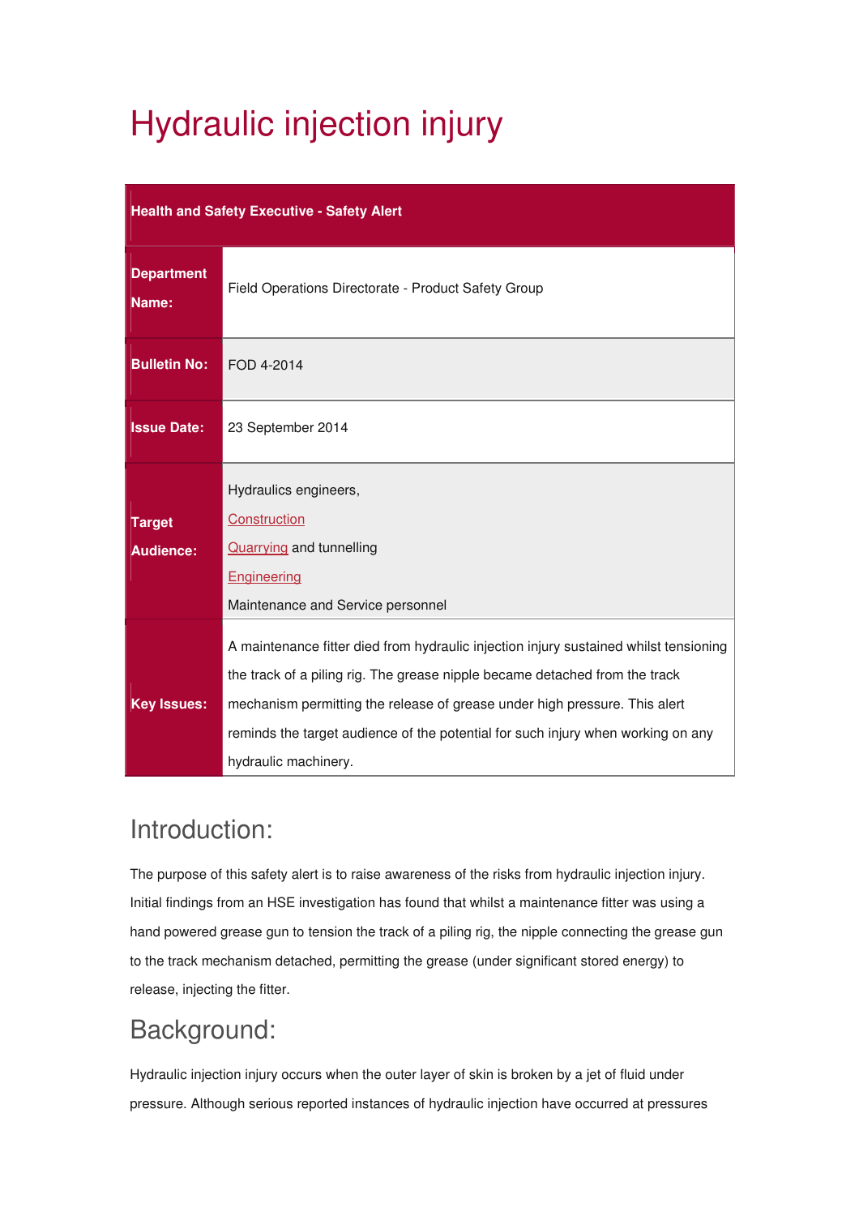# Hydraulic injection injury

| Health and Safety Executive - Safety Alert | |
|---|---|
| **Department Name:** | Field Operations Directorate - Product Safety Group |
| **Bulletin No:** | FOD 4-2014 |
| **Issue Date:** | 23 September 2014 |
| **Target Audience:** | Hydraulics engineers, Construction, Quarrying and tunnelling, Engineering, Maintenance and Service personnel |
| **Key Issues:** | A maintenance fitter died from hydraulic injection injury sustained whilst tensioning the track of a piling rig. The grease nipple became detached from the track mechanism permitting the release of grease under high pressure. This alert reminds the target audience of the potential for such injury when working on any hydraulic machinery. |

## Introduction:

The purpose of this safety alert is to raise awareness of the risks from hydraulic injection injury. Initial findings from an HSE investigation has found that whilst a maintenance fitter was using a hand powered grease gun to tension the track of a piling rig, the nipple connecting the grease gun to the track mechanism detached, permitting the grease (under significant stored energy) to release, injecting the fitter.

## Background:

Hydraulic injection injury occurs when the outer layer of skin is broken by a jet of fluid under pressure. Although serious reported instances of hydraulic injection have occurred at pressures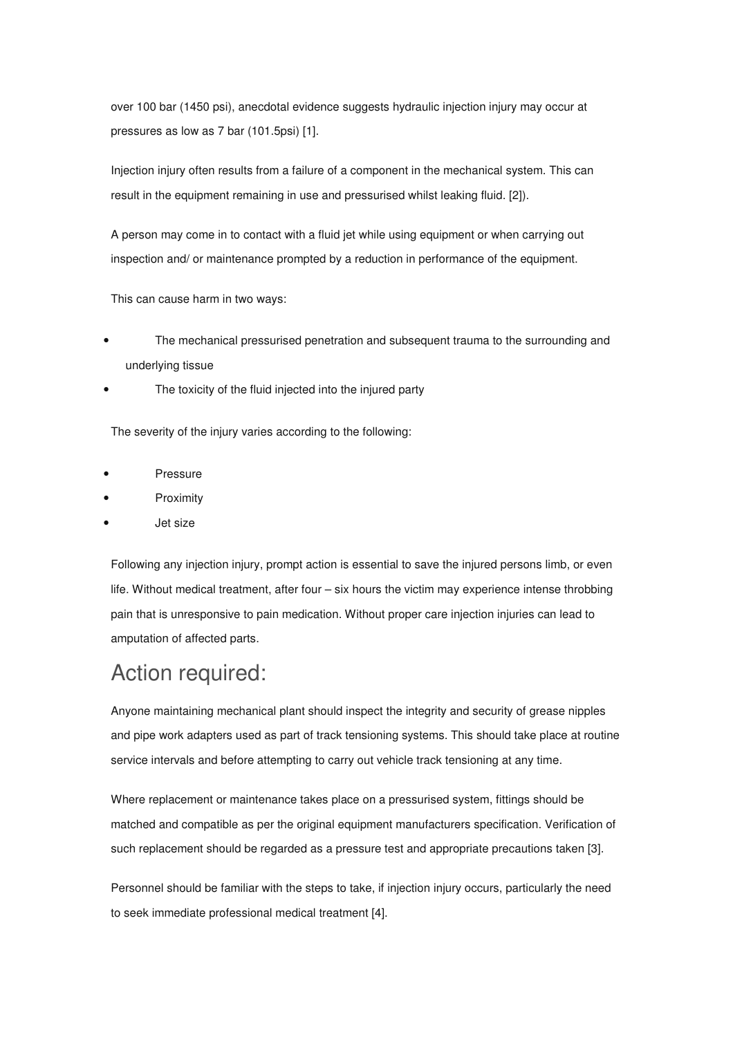over 100 bar (1450 psi), anecdotal evidence suggests hydraulic injection injury may occur at pressures as low as 7 bar (101.5psi) [1].

Injection injury often results from a failure of a component in the mechanical system. This can result in the equipment remaining in use and pressurised whilst leaking fluid. [2]).

A person may come in to contact with a fluid jet while using equipment or when carrying out inspection and/ or maintenance prompted by a reduction in performance of the equipment.

This can cause harm in two ways:

- The mechanical pressurised penetration and subsequent trauma to the surrounding and underlying tissue
- The toxicity of the fluid injected into the injured party

The severity of the injury varies according to the following:

- Pressure
- Proximity
- Jet size

Following any injection injury, prompt action is essential to save the injured persons limb, or even life. Without medical treatment, after four – six hours the victim may experience intense throbbing pain that is unresponsive to pain medication. Without proper care injection injuries can lead to amputation of affected parts.

## Action required:

Anyone maintaining mechanical plant should inspect the integrity and security of grease nipples and pipe work adapters used as part of track tensioning systems. This should take place at routine service intervals and before attempting to carry out vehicle track tensioning at any time.

Where replacement or maintenance takes place on a pressurised system, fittings should be matched and compatible as per the original equipment manufacturers specification. Verification of such replacement should be regarded as a pressure test and appropriate precautions taken [3].

Personnel should be familiar with the steps to take, if injection injury occurs, particularly the need to seek immediate professional medical treatment [4].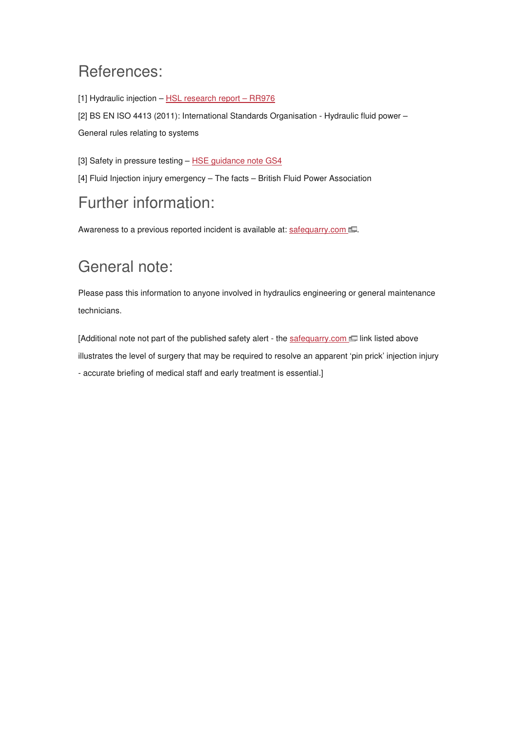## References:

[1] Hydraulic injection – HSL research report – RR976

[2] BS EN ISO 4413 (2011): International Standards Organisation - Hydraulic fluid power – General rules relating to systems

[3] Safety in pressure testing – HSE guidance note GS4

[4] Fluid Injection injury emergency – The facts – British Fluid Power Association

## Further information:

Awareness to a previous reported incident is available at: safequarry.com.

## General note:

Please pass this information to anyone involved in hydraulics engineering or general maintenance technicians.

[Additional note not part of the published safety alert - the safequarry.com link listed above illustrates the level of surgery that may be required to resolve an apparent 'pin prick' injection injury - accurate briefing of medical staff and early treatment is essential.]